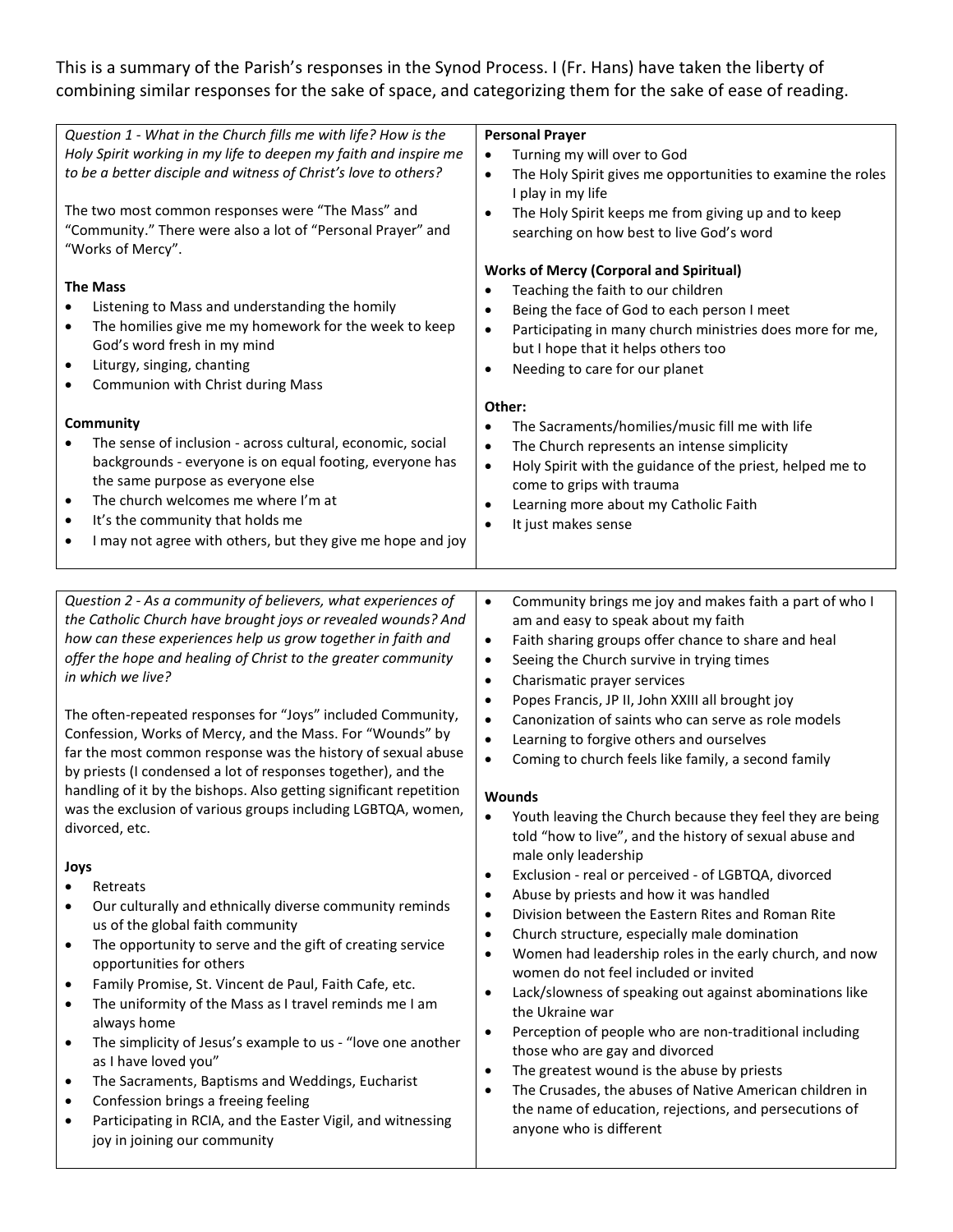This is a summary of the Parish's responses in the Synod Process. I (Fr. Hans) have taken the liberty of combining similar responses for the sake of space, and categorizing them for the sake of ease of reading.

*Question 1 - What in the Church fills me with life? How is the Holy Spirit working in my life to deepen my faith and inspire me to be a better disciple and witness of Christ's love to others?*

The two most common responses were "The Mass" and "Community." There were also a lot of "Personal Prayer" and "Works of Mercy".

**The Mass**

- Listening to Mass and understanding the homily
- The homilies give me my homework for the week to keep God's word fresh in my mind
- Liturgy, singing, chanting
- Communion with Christ during Mass

**Community**

- The sense of inclusion - across cultural, economic, social backgrounds - everyone is on equal footing, everyone has the same purpose as everyone else
- The church welcomes me where I'm at
- It's the community that holds me
- I may not agree with others, but they give me hope and joy

**Personal Prayer**

- Turning my will over to God
- The Holy Spirit gives me opportunities to examine the roles I play in my life
- The Holy Spirit keeps me from giving up and to keep searching on how best to live God's word

**Works of Mercy (Corporal and Spiritual)**

- Teaching the faith to our children
- Being the face of God to each person I meet
- Participating in many church ministries does more for me, but I hope that it helps others too
- Needing to care for our planet

**Other:**

- The Sacraments/homilies/music fill me with life
- The Church represents an intense simplicity
- Holy Spirit with the guidance of the priest, helped me to come to grips with trauma
- Learning more about my Catholic Faith
- It just makes sense

*Question 2 - As a community of believers, what experiences of the Catholic Church have brought joys or revealed wounds? And how can these experiences help us grow together in faith and offer the hope and healing of Christ to the greater community in which we live?*

The often-repeated responses for "Joys" included Community, Confession, Works of Mercy, and the Mass. For "Wounds" by far the most common response was the history of sexual abuse by priests (I condensed a lot of responses together), and the handling of it by the bishops. Also getting significant repetition was the exclusion of various groups including LGBTQA, women, divorced, etc.

**Joys**

- Retreats
- Our culturally and ethnically diverse community reminds us of the global faith community
- The opportunity to serve and the gift of creating service opportunities for others
- Family Promise, St. Vincent de Paul, Faith Cafe, etc.
- The uniformity of the Mass as I travel reminds me I am always home
- The simplicity of Jesus's example to us - "love one another as I have loved you"
- The Sacraments, Baptisms and Weddings, Eucharist
- Confession brings a freeing feeling
- Participating in RCIA, and the Easter Vigil, and witnessing joy in joining our community
- Community brings me joy and makes faith a part of who I am and easy to speak about my faith
- Faith sharing groups offer chance to share and heal
- Seeing the Church survive in trying times
- Charismatic prayer services
- Popes Francis, JP II, John XXIII all brought joy
- Canonization of saints who can serve as role models
- Learning to forgive others and ourselves
- Coming to church feels like family, a second family

**Wounds**

- Youth leaving the Church because they feel they are being told "how to live", and the history of sexual abuse and male only leadership
- Exclusion - real or perceived - of LGBTQA, divorced
- Abuse by priests and how it was handled
- Division between the Eastern Rites and Roman Rite
- Church structure, especially male domination
- Women had leadership roles in the early church, and now women do not feel included or invited
- Lack/slowness of speaking out against abominations like the Ukraine war
- Perception of people who are non-traditional including those who are gay and divorced
- The greatest wound is the abuse by priests
- The Crusades, the abuses of Native American children in the name of education, rejections, and persecutions of anyone who is different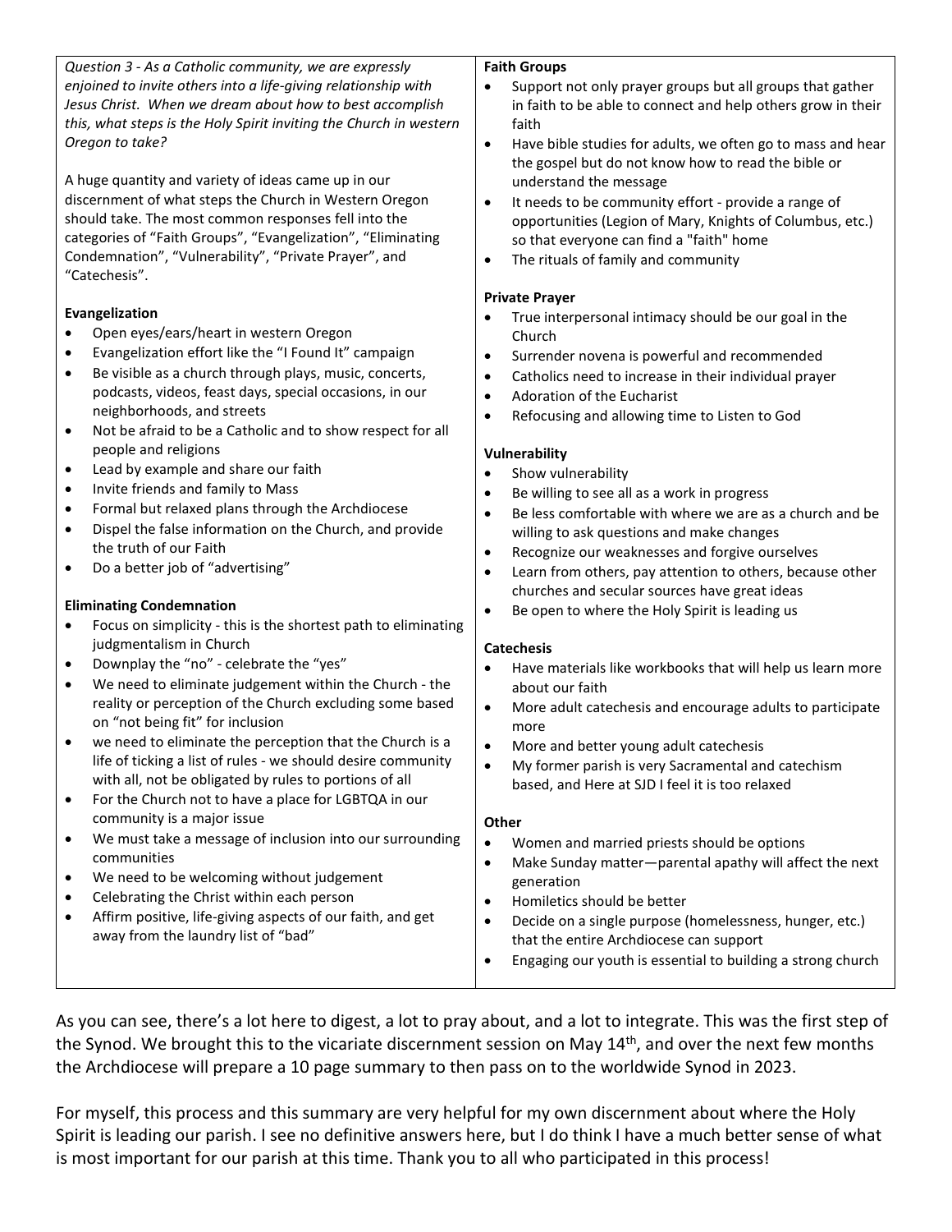*Question 3 - As a Catholic community, we are expressly enjoined to invite others into a life-giving relationship with Jesus Christ. When we dream about how to best accomplish this, what steps is the Holy Spirit inviting the Church in western Oregon to take?*

A huge quantity and variety of ideas came up in our discernment of what steps the Church in Western Oregon should take. The most common responses fell into the categories of "Faith Groups", "Evangelization", "Eliminating Condemnation", "Vulnerability", "Private Prayer", and "Catechesis".

**Evangelization**

- Open eyes/ears/heart in western Oregon
- Evangelization effort like the "I Found It" campaign
- Be visible as a church through plays, music, concerts, podcasts, videos, feast days, special occasions, in our neighborhoods, and streets
- Not be afraid to be a Catholic and to show respect for all people and religions
- Lead by example and share our faith
- Invite friends and family to Mass
- Formal but relaxed plans through the Archdiocese
- Dispel the false information on the Church, and provide the truth of our Faith
- Do a better job of "advertising"

**Eliminating Condemnation**

- Focus on simplicity - this is the shortest path to eliminating judgmentalism in Church
- Downplay the "no" - celebrate the "yes"
- We need to eliminate judgement within the Church - the reality or perception of the Church excluding some based on "not being fit" for inclusion
- we need to eliminate the perception that the Church is a life of ticking a list of rules - we should desire community with all, not be obligated by rules to portions of all
- For the Church not to have a place for LGBTQA in our community is a major issue
- We must take a message of inclusion into our surrounding communities
- We need to be welcoming without judgement
- Celebrating the Christ within each person
- Affirm positive, life-giving aspects of our faith, and get away from the laundry list of "bad"

**Faith Groups**

- Support not only prayer groups but all groups that gather in faith to be able to connect and help others grow in their faith
- Have bible studies for adults, we often go to mass and hear the gospel but do not know how to read the bible or understand the message
- It needs to be community effort - provide a range of opportunities (Legion of Mary, Knights of Columbus, etc.) so that everyone can find a "faith" home
- The rituals of family and community

**Private Prayer**

- True interpersonal intimacy should be our goal in the Church
- Surrender novena is powerful and recommended
- Catholics need to increase in their individual prayer
- Adoration of the Eucharist
- Refocusing and allowing time to Listen to God

**Vulnerability**

- Show vulnerability
- Be willing to see all as a work in progress
- Be less comfortable with where we are as a church and be willing to ask questions and make changes
- Recognize our weaknesses and forgive ourselves
- Learn from others, pay attention to others, because other churches and secular sources have great ideas
- Be open to where the Holy Spirit is leading us

**Catechesis**

- Have materials like workbooks that will help us learn more about our faith
- More adult catechesis and encourage adults to participate more
- More and better young adult catechesis
- My former parish is very Sacramental and catechism based, and Here at SJD I feel it is too relaxed

**Other**

- Women and married priests should be options
- Make Sunday matter—parental apathy will affect the next generation
- Homiletics should be better
- Decide on a single purpose (homelessness, hunger, etc.) that the entire Archdiocese can support
- Engaging our youth is essential to building a strong church

As you can see, there's a lot here to digest, a lot to pray about, and a lot to integrate. This was the first step of the Synod. We brought this to the vicariate discernment session on May 14th, and over the next few months the Archdiocese will prepare a 10 page summary to then pass on to the worldwide Synod in 2023.

For myself, this process and this summary are very helpful for my own discernment about where the Holy Spirit is leading our parish. I see no definitive answers here, but I do think I have a much better sense of what is most important for our parish at this time. Thank you to all who participated in this process!